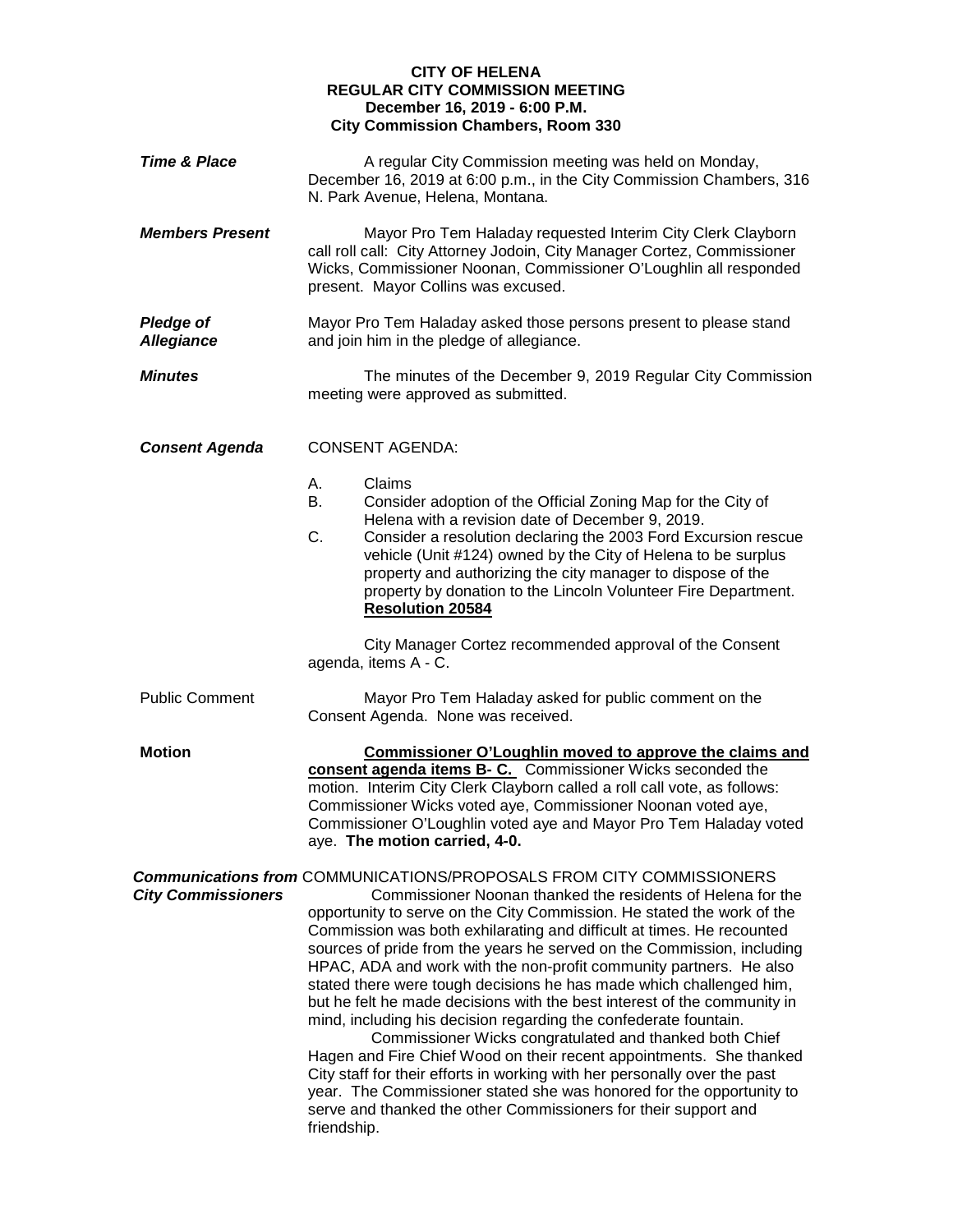**CITY OF HELENA**
**REGULAR CITY COMMISSION MEETING**
**December 16, 2019 - 6:00 P.M.**
**City Commission Chambers, Room 330**

***Time & Place***

A regular City Commission meeting was held on Monday, December 16, 2019 at 6:00 p.m., in the City Commission Chambers, 316 N. Park Avenue, Helena, Montana.

***Members Present***

Mayor Pro Tem Haladay requested Interim City Clerk Clayborn call roll call: City Attorney Jodoin, City Manager Cortez, Commissioner Wicks, Commissioner Noonan, Commissioner O'Loughlin all responded present. Mayor Collins was excused.

***Pledge of Allegiance***

Mayor Pro Tem Haladay asked those persons present to please stand and join him in the pledge of allegiance.

***Minutes***

The minutes of the December 9, 2019 Regular City Commission meeting were approved as submitted.

***Consent Agenda***

CONSENT AGENDA:

A. Claims
B. Consider adoption of the Official Zoning Map for the City of Helena with a revision date of December 9, 2019.
C. Consider a resolution declaring the 2003 Ford Excursion rescue vehicle (Unit #124) owned by the City of Helena to be surplus property and authorizing the city manager to dispose of the property by donation to the Lincoln Volunteer Fire Department. **Resolution 20584**

City Manager Cortez recommended approval of the Consent agenda, items A - C.

Public Comment

Mayor Pro Tem Haladay asked for public comment on the Consent Agenda. None was received.

**Motion**

**Commissioner O'Loughlin moved to approve the claims and consent agenda items B- C.** Commissioner Wicks seconded the motion. Interim City Clerk Clayborn called a roll call vote, as follows: Commissioner Wicks voted aye, Commissioner Noonan voted aye, Commissioner O'Loughlin voted aye and Mayor Pro Tem Haladay voted aye. **The motion carried, 4-0.**

***Communications from City Commissioners***

COMMUNICATIONS/PROPOSALS FROM CITY COMMISSIONERS

Commissioner Noonan thanked the residents of Helena for the opportunity to serve on the City Commission. He stated the work of the Commission was both exhilarating and difficult at times. He recounted sources of pride from the years he served on the Commission, including HPAC, ADA and work with the non-profit community partners. He also stated there were tough decisions he has made which challenged him, but he felt he made decisions with the best interest of the community in mind, including his decision regarding the confederate fountain.

Commissioner Wicks congratulated and thanked both Chief Hagen and Fire Chief Wood on their recent appointments. She thanked City staff for their efforts in working with her personally over the past year. The Commissioner stated she was honored for the opportunity to serve and thanked the other Commissioners for their support and friendship.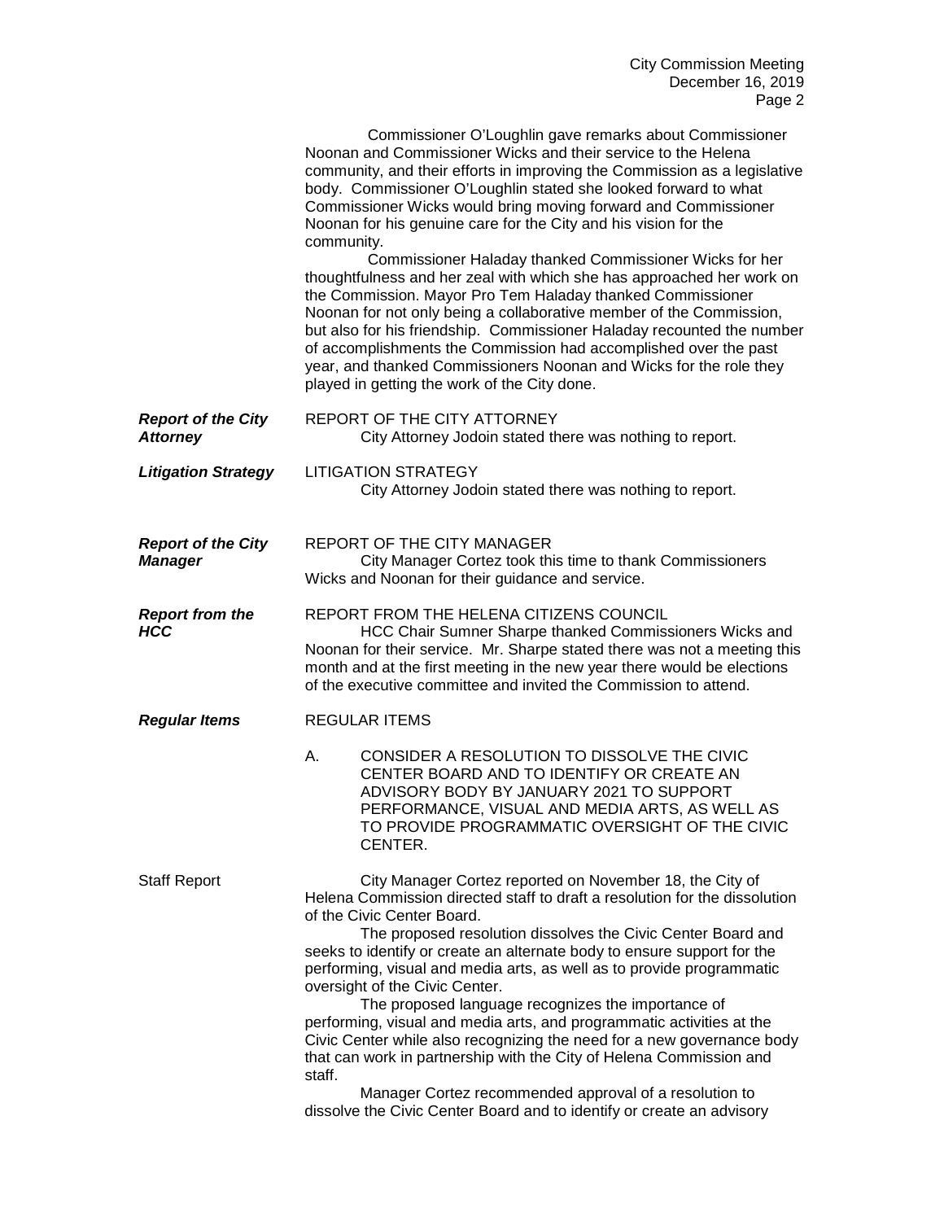Commissioner O'Loughlin gave remarks about Commissioner Noonan and Commissioner Wicks and their service to the Helena community, and their efforts in improving the Commission as a legislative body. Commissioner O'Loughlin stated she looked forward to what Commissioner Wicks would bring moving forward and Commissioner Noonan for his genuine care for the City and his vision for the community.

Commissioner Haladay thanked Commissioner Wicks for her thoughtfulness and her zeal with which she has approached her work on the Commission. Mayor Pro Tem Haladay thanked Commissioner Noonan for not only being a collaborative member of the Commission, but also for his friendship. Commissioner Haladay recounted the number of accomplishments the Commission had accomplished over the past year, and thanked Commissioners Noonan and Wicks for the role they played in getting the work of the City done.

***Report of the City Attorney***

REPORT OF THE CITY ATTORNEY

City Attorney Jodoin stated there was nothing to report.

***Litigation Strategy***

LITIGATION STRATEGY

City Attorney Jodoin stated there was nothing to report.

***Report of the City Manager***

REPORT OF THE CITY MANAGER

City Manager Cortez took this time to thank Commissioners Wicks and Noonan for their guidance and service.

***Report from the HCC***

REPORT FROM THE HELENA CITIZENS COUNCIL

HCC Chair Sumner Sharpe thanked Commissioners Wicks and Noonan for their service. Mr. Sharpe stated there was not a meeting this month and at the first meeting in the new year there would be elections of the executive committee and invited the Commission to attend.

***Regular Items***

REGULAR ITEMS

A. CONSIDER A RESOLUTION TO DISSOLVE THE CIVIC CENTER BOARD AND TO IDENTIFY OR CREATE AN ADVISORY BODY BY JANUARY 2021 TO SUPPORT PERFORMANCE, VISUAL AND MEDIA ARTS, AS WELL AS TO PROVIDE PROGRAMMATIC OVERSIGHT OF THE CIVIC CENTER.

Staff Report

City Manager Cortez reported on November 18, the City of Helena Commission directed staff to draft a resolution for the dissolution of the Civic Center Board.

The proposed resolution dissolves the Civic Center Board and seeks to identify or create an alternate body to ensure support for the performing, visual and media arts, as well as to provide programmatic oversight of the Civic Center.

The proposed language recognizes the importance of performing, visual and media arts, and programmatic activities at the Civic Center while also recognizing the need for a new governance body that can work in partnership with the City of Helena Commission and staff.

Manager Cortez recommended approval of a resolution to dissolve the Civic Center Board and to identify or create an advisory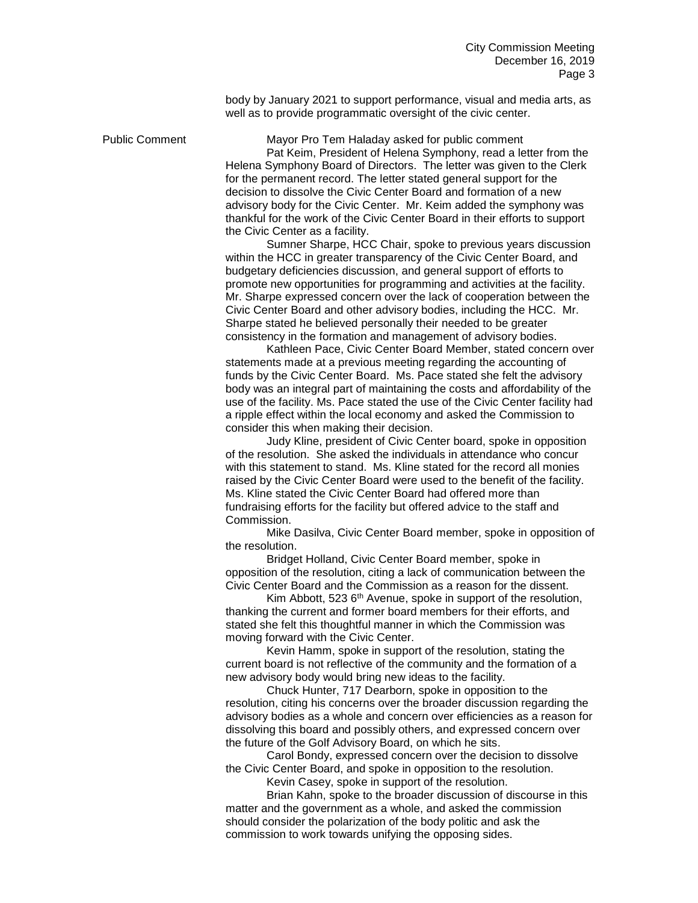body by January 2021 to support performance, visual and media arts, as well as to provide programmatic oversight of the civic center.

**Public Comment**

Mayor Pro Tem Haladay asked for public comment

Pat Keim, President of Helena Symphony, read a letter from the Helena Symphony Board of Directors. The letter was given to the Clerk for the permanent record. The letter stated general support for the decision to dissolve the Civic Center Board and formation of a new advisory body for the Civic Center. Mr. Keim added the symphony was thankful for the work of the Civic Center Board in their efforts to support the Civic Center as a facility.

Sumner Sharpe, HCC Chair, spoke to previous years discussion within the HCC in greater transparency of the Civic Center Board, and budgetary deficiencies discussion, and general support of efforts to promote new opportunities for programming and activities at the facility. Mr. Sharpe expressed concern over the lack of cooperation between the Civic Center Board and other advisory bodies, including the HCC. Mr. Sharpe stated he believed personally their needed to be greater consistency in the formation and management of advisory bodies.

Kathleen Pace, Civic Center Board Member, stated concern over statements made at a previous meeting regarding the accounting of funds by the Civic Center Board. Ms. Pace stated she felt the advisory body was an integral part of maintaining the costs and affordability of the use of the facility. Ms. Pace stated the use of the Civic Center facility had a ripple effect within the local economy and asked the Commission to consider this when making their decision.

Judy Kline, president of Civic Center board, spoke in opposition of the resolution. She asked the individuals in attendance who concur with this statement to stand. Ms. Kline stated for the record all monies raised by the Civic Center Board were used to the benefit of the facility. Ms. Kline stated the Civic Center Board had offered more than fundraising efforts for the facility but offered advice to the staff and Commission.

Mike Dasilva, Civic Center Board member, spoke in opposition of the resolution.

Bridget Holland, Civic Center Board member, spoke in opposition of the resolution, citing a lack of communication between the Civic Center Board and the Commission as a reason for the dissent.

Kim Abbott, 523 6th Avenue, spoke in support of the resolution, thanking the current and former board members for their efforts, and stated she felt this thoughtful manner in which the Commission was moving forward with the Civic Center.

Kevin Hamm, spoke in support of the resolution, stating the current board is not reflective of the community and the formation of a new advisory body would bring new ideas to the facility.

Chuck Hunter, 717 Dearborn, spoke in opposition to the resolution, citing his concerns over the broader discussion regarding the advisory bodies as a whole and concern over efficiencies as a reason for dissolving this board and possibly others, and expressed concern over the future of the Golf Advisory Board, on which he sits.

Carol Bondy, expressed concern over the decision to dissolve the Civic Center Board, and spoke in opposition to the resolution.

Kevin Casey, spoke in support of the resolution.

Brian Kahn, spoke to the broader discussion of discourse in this matter and the government as a whole, and asked the commission should consider the polarization of the body politic and ask the commission to work towards unifying the opposing sides.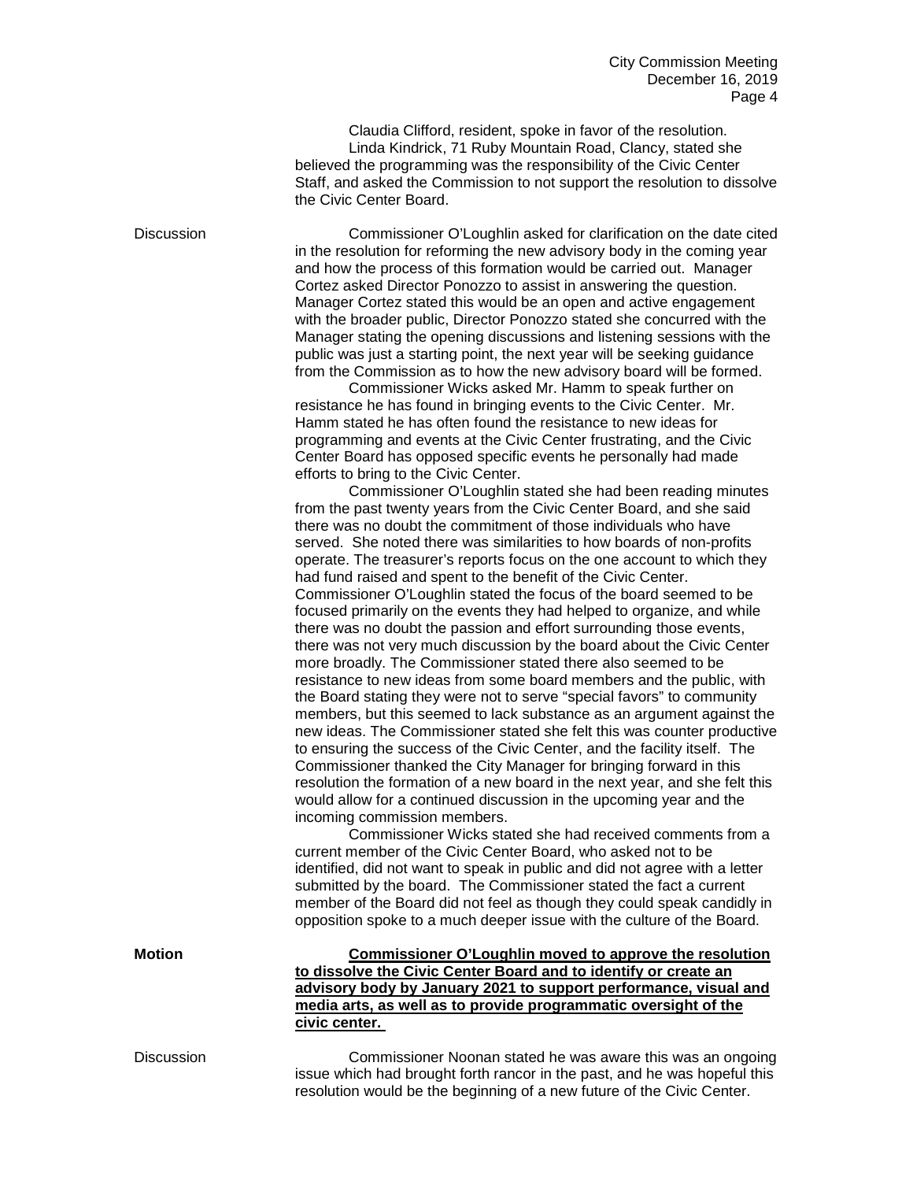Claudia Clifford, resident, spoke in favor of the resolution.

Linda Kindrick, 71 Ruby Mountain Road, Clancy, stated she believed the programming was the responsibility of the Civic Center Staff, and asked the Commission to not support the resolution to dissolve the Civic Center Board.

Discussion

Commissioner O'Loughlin asked for clarification on the date cited in the resolution for reforming the new advisory body in the coming year and how the process of this formation would be carried out. Manager Cortez asked Director Ponozzo to assist in answering the question. Manager Cortez stated this would be an open and active engagement with the broader public, Director Ponozzo stated she concurred with the Manager stating the opening discussions and listening sessions with the public was just a starting point, the next year will be seeking guidance from the Commission as to how the new advisory board will be formed.

Commissioner Wicks asked Mr. Hamm to speak further on resistance he has found in bringing events to the Civic Center. Mr. Hamm stated he has often found the resistance to new ideas for programming and events at the Civic Center frustrating, and the Civic Center Board has opposed specific events he personally had made efforts to bring to the Civic Center.

Commissioner O'Loughlin stated she had been reading minutes from the past twenty years from the Civic Center Board, and she said there was no doubt the commitment of those individuals who have served. She noted there was similarities to how boards of non-profits operate. The treasurer's reports focus on the one account to which they had fund raised and spent to the benefit of the Civic Center. Commissioner O'Loughlin stated the focus of the board seemed to be focused primarily on the events they had helped to organize, and while there was no doubt the passion and effort surrounding those events, there was not very much discussion by the board about the Civic Center more broadly. The Commissioner stated there also seemed to be resistance to new ideas from some board members and the public, with the Board stating they were not to serve "special favors" to community members, but this seemed to lack substance as an argument against the new ideas. The Commissioner stated she felt this was counter productive to ensuring the success of the Civic Center, and the facility itself. The Commissioner thanked the City Manager for bringing forward in this resolution the formation of a new board in the next year, and she felt this would allow for a continued discussion in the upcoming year and the incoming commission members.

Commissioner Wicks stated she had received comments from a current member of the Civic Center Board, who asked not to be identified, did not want to speak in public and did not agree with a letter submitted by the board. The Commissioner stated the fact a current member of the Board did not feel as though they could speak candidly in opposition spoke to a much deeper issue with the culture of the Board.

**Motion**

**Commissioner O'Loughlin moved to approve the resolution to dissolve the Civic Center Board and to identify or create an advisory body by January 2021 to support performance, visual and media arts, as well as to provide programmatic oversight of the civic center.**

Discussion

Commissioner Noonan stated he was aware this was an ongoing issue which had brought forth rancor in the past, and he was hopeful this resolution would be the beginning of a new future of the Civic Center.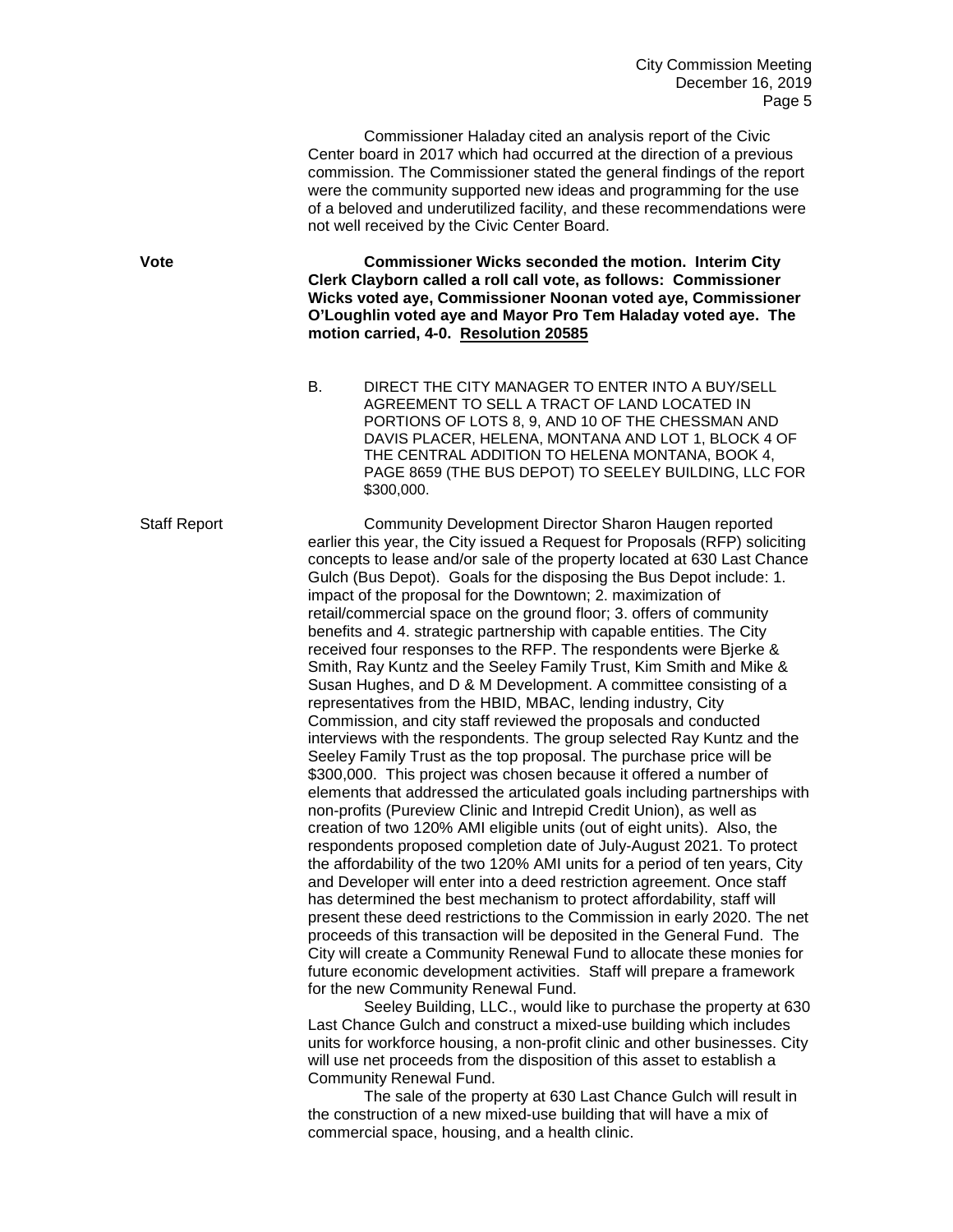Commissioner Haladay cited an analysis report of the Civic Center board in 2017 which had occurred at the direction of a previous commission. The Commissioner stated the general findings of the report were the community supported new ideas and programming for the use of a beloved and underutilized facility, and these recommendations were not well received by the Civic Center Board.

**Vote** **Commissioner Wicks seconded the motion. Interim City Clerk Clayborn called a roll call vote, as follows: Commissioner Wicks voted aye, Commissioner Noonan voted aye, Commissioner O'Loughlin voted aye and Mayor Pro Tem Haladay voted aye. The motion carried, 4-0. Resolution 20585**

B. DIRECT THE CITY MANAGER TO ENTER INTO A BUY/SELL AGREEMENT TO SELL A TRACT OF LAND LOCATED IN PORTIONS OF LOTS 8, 9, AND 10 OF THE CHESSMAN AND DAVIS PLACER, HELENA, MONTANA AND LOT 1, BLOCK 4 OF THE CENTRAL ADDITION TO HELENA MONTANA, BOOK 4, PAGE 8659 (THE BUS DEPOT) TO SEELEY BUILDING, LLC FOR $300,000.

Staff Report Community Development Director Sharon Haugen reported earlier this year, the City issued a Request for Proposals (RFP) soliciting concepts to lease and/or sale of the property located at 630 Last Chance Gulch (Bus Depot). Goals for the disposing the Bus Depot include: 1. impact of the proposal for the Downtown; 2. maximization of retail/commercial space on the ground floor; 3. offers of community benefits and 4. strategic partnership with capable entities. The City received four responses to the RFP. The respondents were Bjerke & Smith, Ray Kuntz and the Seeley Family Trust, Kim Smith and Mike & Susan Hughes, and D & M Development. A committee consisting of a representatives from the HBID, MBAC, lending industry, City Commission, and city staff reviewed the proposals and conducted interviews with the respondents. The group selected Ray Kuntz and the Seeley Family Trust as the top proposal. The purchase price will be $300,000. This project was chosen because it offered a number of elements that addressed the articulated goals including partnerships with non-profits (Pureview Clinic and Intrepid Credit Union), as well as creation of two 120% AMI eligible units (out of eight units). Also, the respondents proposed completion date of July-August 2021. To protect the affordability of the two 120% AMI units for a period of ten years, City and Developer will enter into a deed restriction agreement. Once staff has determined the best mechanism to protect affordability, staff will present these deed restrictions to the Commission in early 2020. The net proceeds of this transaction will be deposited in the General Fund. The City will create a Community Renewal Fund to allocate these monies for future economic development activities. Staff will prepare a framework for the new Community Renewal Fund.

Seeley Building, LLC., would like to purchase the property at 630 Last Chance Gulch and construct a mixed-use building which includes units for workforce housing, a non-profit clinic and other businesses. City will use net proceeds from the disposition of this asset to establish a Community Renewal Fund.

The sale of the property at 630 Last Chance Gulch will result in the construction of a new mixed-use building that will have a mix of commercial space, housing, and a health clinic.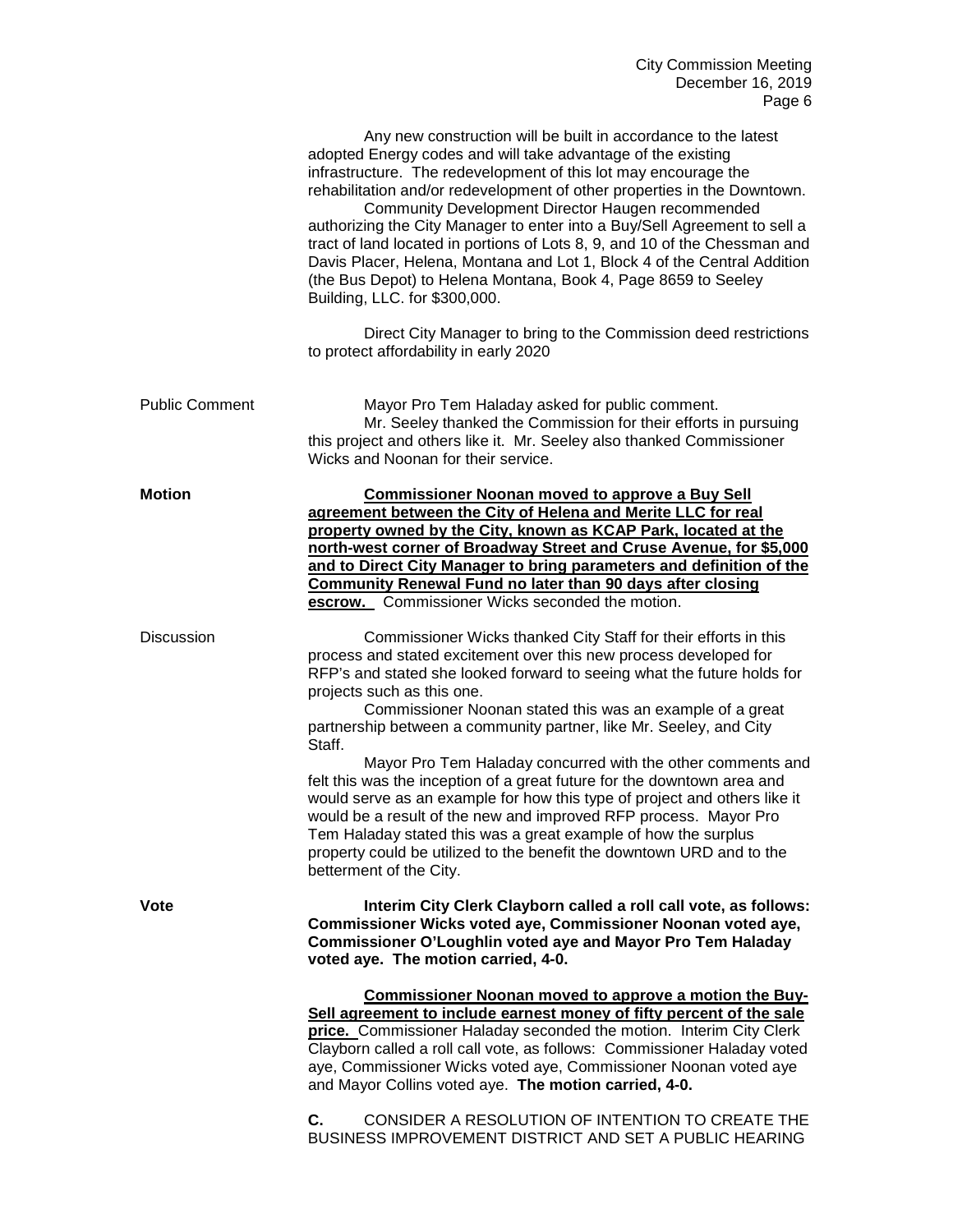Any new construction will be built in accordance to the latest adopted Energy codes and will take advantage of the existing infrastructure. The redevelopment of this lot may encourage the rehabilitation and/or redevelopment of other properties in the Downtown.

Community Development Director Haugen recommended authorizing the City Manager to enter into a Buy/Sell Agreement to sell a tract of land located in portions of Lots 8, 9, and 10 of the Chessman and Davis Placer, Helena, Montana and Lot 1, Block 4 of the Central Addition (the Bus Depot) to Helena Montana, Book 4, Page 8659 to Seeley Building, LLC. for $300,000.

Direct City Manager to bring to the Commission deed restrictions to protect affordability in early 2020

Public Comment

Mayor Pro Tem Haladay asked for public comment.

Mr. Seeley thanked the Commission for their efforts in pursuing this project and others like it. Mr. Seeley also thanked Commissioner Wicks and Noonan for their service.

**Motion**

**Commissioner Noonan moved to approve a Buy Sell agreement between the City of Helena and Merite LLC for real property owned by the City, known as KCAP Park, located at the north-west corner of Broadway Street and Cruse Avenue, for $5,000 and to Direct City Manager to bring parameters and definition of the Community Renewal Fund no later than 90 days after closing escrow.** Commissioner Wicks seconded the motion.

Discussion

Commissioner Wicks thanked City Staff for their efforts in this process and stated excitement over this new process developed for RFP's and stated she looked forward to seeing what the future holds for projects such as this one.

Commissioner Noonan stated this was an example of a great partnership between a community partner, like Mr. Seeley, and City Staff.

Mayor Pro Tem Haladay concurred with the other comments and felt this was the inception of a great future for the downtown area and would serve as an example for how this type of project and others like it would be a result of the new and improved RFP process. Mayor Pro Tem Haladay stated this was a great example of how the surplus property could be utilized to the benefit the downtown URD and to the betterment of the City.

**Vote**

**Interim City Clerk Clayborn called a roll call vote, as follows: Commissioner Wicks voted aye, Commissioner Noonan voted aye, Commissioner O'Loughlin voted aye and Mayor Pro Tem Haladay voted aye. The motion carried, 4-0.**

**Commissioner Noonan moved to approve a motion the Buy-Sell agreement to include earnest money of fifty percent of the sale price.** Commissioner Haladay seconded the motion. Interim City Clerk Clayborn called a roll call vote, as follows: Commissioner Haladay voted aye, Commissioner Wicks voted aye, Commissioner Noonan voted aye and Mayor Collins voted aye. **The motion carried, 4-0.**

**C.** CONSIDER A RESOLUTION OF INTENTION TO CREATE THE BUSINESS IMPROVEMENT DISTRICT AND SET A PUBLIC HEARING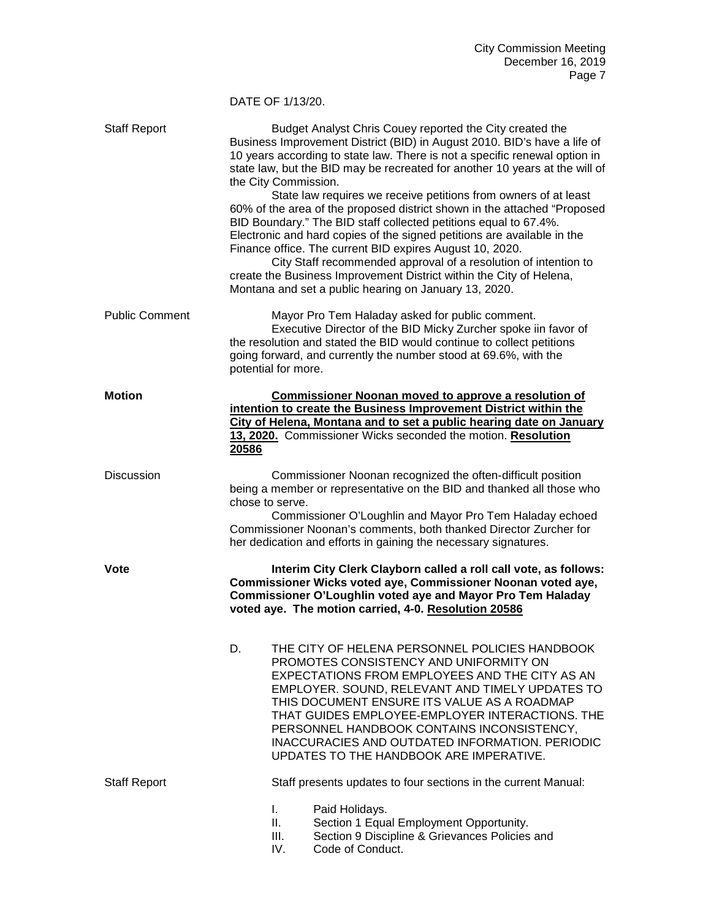DATE OF 1/13/20.

Staff Report

Budget Analyst Chris Couey reported the City created the Business Improvement District (BID) in August 2010. BID's have a life of 10 years according to state law. There is not a specific renewal option in state law, but the BID may be recreated for another 10 years at the will of the City Commission.

State law requires we receive petitions from owners of at least 60% of the area of the proposed district shown in the attached "Proposed BID Boundary." The BID staff collected petitions equal to 67.4%. Electronic and hard copies of the signed petitions are available in the Finance office. The current BID expires August 10, 2020.

City Staff recommended approval of a resolution of intention to create the Business Improvement District within the City of Helena, Montana and set a public hearing on January 13, 2020.

Public Comment

Mayor Pro Tem Haladay asked for public comment.

Executive Director of the BID Micky Zurcher spoke iin favor of the resolution and stated the BID would continue to collect petitions going forward, and currently the number stood at 69.6%, with the potential for more.

**Motion**

**Commissioner Noonan moved to approve a resolution of intention to create the Business Improvement District within the City of Helena, Montana and to set a public hearing date on January 13, 2020.** Commissioner Wicks seconded the motion. **Resolution 20586**

Discussion

Commissioner Noonan recognized the often-difficult position being a member or representative on the BID and thanked all those who chose to serve.

Commissioner O'Loughlin and Mayor Pro Tem Haladay echoed Commissioner Noonan's comments, both thanked Director Zurcher for her dedication and efforts in gaining the necessary signatures.

**Vote**

**Interim City Clerk Clayborn called a roll call vote, as follows: Commissioner Wicks voted aye, Commissioner Noonan voted aye, Commissioner O'Loughlin voted aye and Mayor Pro Tem Haladay voted aye. The motion carried, 4-0. Resolution 20586**

D. THE CITY OF HELENA PERSONNEL POLICIES HANDBOOK PROMOTES CONSISTENCY AND UNIFORMITY ON EXPECTATIONS FROM EMPLOYEES AND THE CITY AS AN EMPLOYER. SOUND, RELEVANT AND TIMELY UPDATES TO THIS DOCUMENT ENSURE ITS VALUE AS A ROADMAP THAT GUIDES EMPLOYEE-EMPLOYER INTERACTIONS. THE PERSONNEL HANDBOOK CONTAINS INCONSISTENCY, INACCURACIES AND OUTDATED INFORMATION. PERIODIC UPDATES TO THE HANDBOOK ARE IMPERATIVE.

Staff Report

Staff presents updates to four sections in the current Manual:

I. Paid Holidays.
II. Section 1 Equal Employment Opportunity.
III. Section 9 Discipline & Grievances Policies and
IV. Code of Conduct.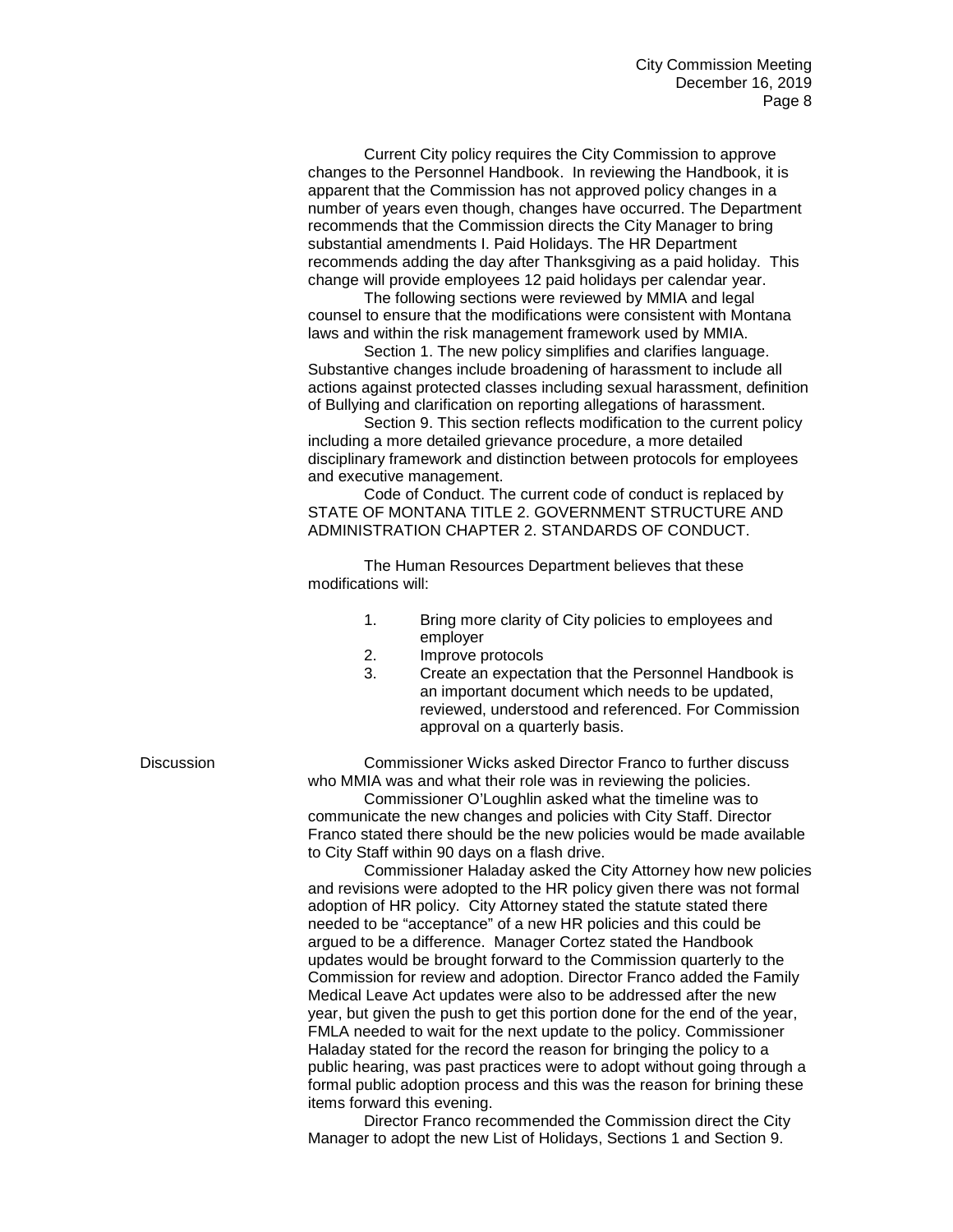Current City policy requires the City Commission to approve changes to the Personnel Handbook. In reviewing the Handbook, it is apparent that the Commission has not approved policy changes in a number of years even though, changes have occurred. The Department recommends that the Commission directs the City Manager to bring substantial amendments I. Paid Holidays. The HR Department recommends adding the day after Thanksgiving as a paid holiday. This change will provide employees 12 paid holidays per calendar year.

The following sections were reviewed by MMIA and legal counsel to ensure that the modifications were consistent with Montana laws and within the risk management framework used by MMIA.

Section 1. The new policy simplifies and clarifies language. Substantive changes include broadening of harassment to include all actions against protected classes including sexual harassment, definition of Bullying and clarification on reporting allegations of harassment.

Section 9. This section reflects modification to the current policy including a more detailed grievance procedure, a more detailed disciplinary framework and distinction between protocols for employees and executive management.

Code of Conduct. The current code of conduct is replaced by STATE OF MONTANA TITLE 2. GOVERNMENT STRUCTURE AND ADMINISTRATION CHAPTER 2. STANDARDS OF CONDUCT.

The Human Resources Department believes that these modifications will:

1. Bring more clarity of City policies to employees and employer
2. Improve protocols
3. Create an expectation that the Personnel Handbook is an important document which needs to be updated, reviewed, understood and referenced. For Commission approval on a quarterly basis.

Discussion

Commissioner Wicks asked Director Franco to further discuss who MMIA was and what their role was in reviewing the policies.

Commissioner O'Loughlin asked what the timeline was to communicate the new changes and policies with City Staff. Director Franco stated there should be the new policies would be made available to City Staff within 90 days on a flash drive.

Commissioner Haladay asked the City Attorney how new policies and revisions were adopted to the HR policy given there was not formal adoption of HR policy. City Attorney stated the statute stated there needed to be "acceptance" of a new HR policies and this could be argued to be a difference. Manager Cortez stated the Handbook updates would be brought forward to the Commission quarterly to the Commission for review and adoption. Director Franco added the Family Medical Leave Act updates were also to be addressed after the new year, but given the push to get this portion done for the end of the year, FMLA needed to wait for the next update to the policy. Commissioner Haladay stated for the record the reason for bringing the policy to a public hearing, was past practices were to adopt without going through a formal public adoption process and this was the reason for brining these items forward this evening.

Director Franco recommended the Commission direct the City Manager to adopt the new List of Holidays, Sections 1 and Section 9.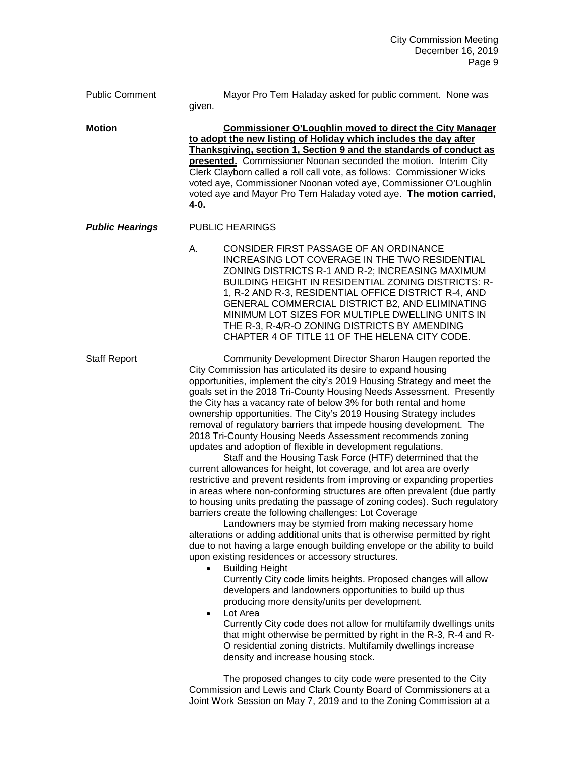Public Comment	Mayor Pro Tem Haladay asked for public comment. None was given.

**Motion**	**<u>Commissioner O'Loughlin moved to direct the City Manager to adopt the new listing of Holiday which includes the day after Thanksgiving, section 1, Section 9 and the standards of conduct as presented.</u>** Commissioner Noonan seconded the motion. Interim City Clerk Clayborn called a roll call vote, as follows: Commissioner Wicks voted aye, Commissioner Noonan voted aye, Commissioner O'Loughlin voted aye and Mayor Pro Tem Haladay voted aye. **The motion carried, 4-0.**

***Public Hearings***	PUBLIC HEARINGS

A. CONSIDER FIRST PASSAGE OF AN ORDINANCE INCREASING LOT COVERAGE IN THE TWO RESIDENTIAL ZONING DISTRICTS R-1 AND R-2; INCREASING MAXIMUM BUILDING HEIGHT IN RESIDENTIAL ZONING DISTRICTS: R-1, R-2 AND R-3, RESIDENTIAL OFFICE DISTRICT R-4, AND GENERAL COMMERCIAL DISTRICT B2, AND ELIMINATING MINIMUM LOT SIZES FOR MULTIPLE DWELLING UNITS IN THE R-3, R-4/R-O ZONING DISTRICTS BY AMENDING CHAPTER 4 OF TITLE 11 OF THE HELENA CITY CODE.

Staff Report	Community Development Director Sharon Haugen reported the City Commission has articulated its desire to expand housing opportunities, implement the city's 2019 Housing Strategy and meet the goals set in the 2018 Tri-County Housing Needs Assessment. Presently the City has a vacancy rate of below 3% for both rental and home ownership opportunities. The City's 2019 Housing Strategy includes removal of regulatory barriers that impede housing development. The 2018 Tri-County Housing Needs Assessment recommends zoning updates and adoption of flexible in development regulations.

Staff and the Housing Task Force (HTF) determined that the current allowances for height, lot coverage, and lot area are overly restrictive and prevent residents from improving or expanding properties in areas where non-conforming structures are often prevalent (due partly to housing units predating the passage of zoning codes). Such regulatory barriers create the following challenges: Lot Coverage

Landowners may be stymied from making necessary home alterations or adding additional units that is otherwise permitted by right due to not having a large enough building envelope or the ability to build upon existing residences or accessory structures.

- Building Height
  Currently City code limits heights. Proposed changes will allow developers and landowners opportunities to build up thus producing more density/units per development.
- Lot Area
  Currently City code does not allow for multifamily dwellings units that might otherwise be permitted by right in the R-3, R-4 and R-O residential zoning districts. Multifamily dwellings increase density and increase housing stock.

The proposed changes to city code were presented to the City Commission and Lewis and Clark County Board of Commissioners at a Joint Work Session on May 7, 2019 and to the Zoning Commission at a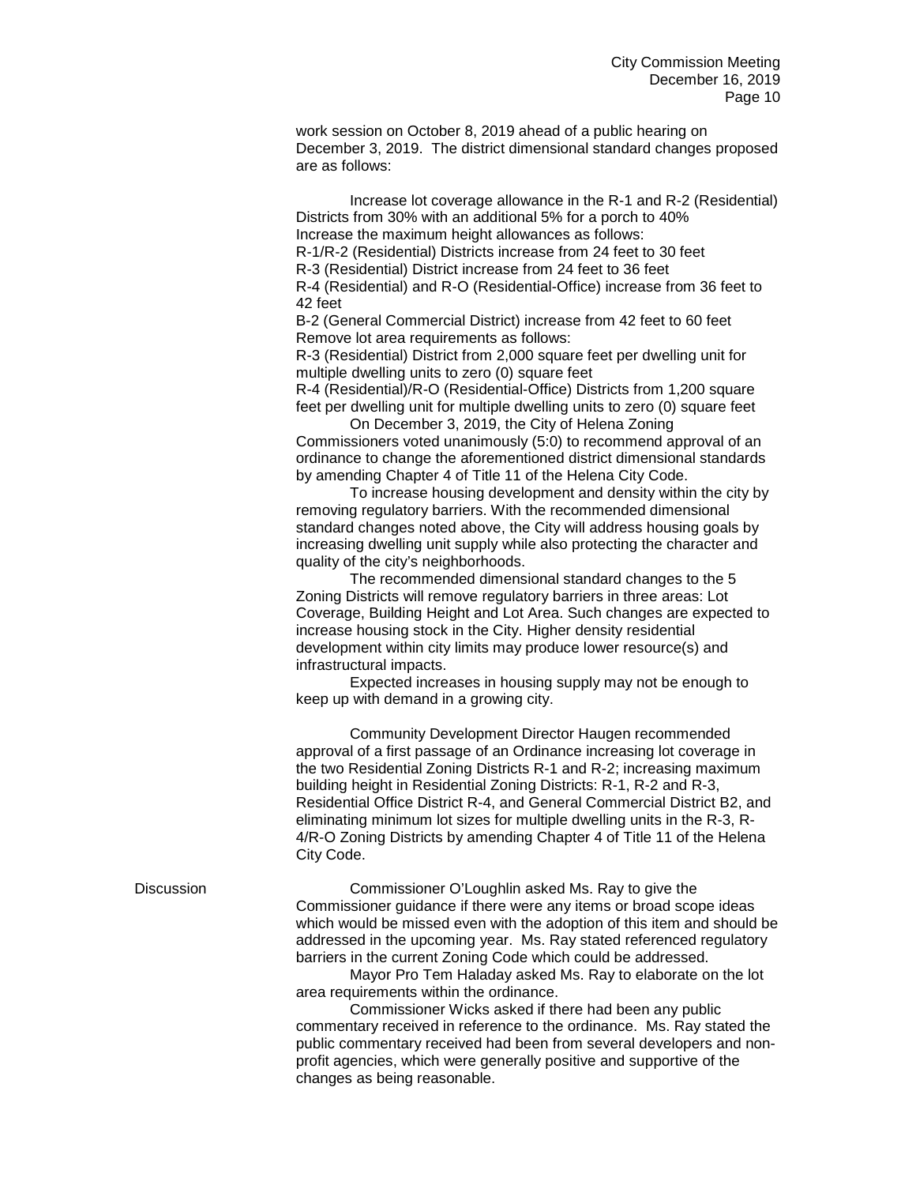work session on October 8, 2019 ahead of a public hearing on December 3, 2019. The district dimensional standard changes proposed are as follows:

Increase lot coverage allowance in the R-1 and R-2 (Residential) Districts from 30% with an additional 5% for a porch to 40%
Increase the maximum height allowances as follows:
R-1/R-2 (Residential) Districts increase from 24 feet to 30 feet
R-3 (Residential) District increase from 24 feet to 36 feet
R-4 (Residential) and R-O (Residential-Office) increase from 36 feet to 42 feet
B-2 (General Commercial District) increase from 42 feet to 60 feet
Remove lot area requirements as follows:
R-3 (Residential) District from 2,000 square feet per dwelling unit for multiple dwelling units to zero (0) square feet
R-4 (Residential)/R-O (Residential-Office) Districts from 1,200 square feet per dwelling unit for multiple dwelling units to zero (0) square feet

On December 3, 2019, the City of Helena Zoning Commissioners voted unanimously (5:0) to recommend approval of an ordinance to change the aforementioned district dimensional standards by amending Chapter 4 of Title 11 of the Helena City Code.

To increase housing development and density within the city by removing regulatory barriers. With the recommended dimensional standard changes noted above, the City will address housing goals by increasing dwelling unit supply while also protecting the character and quality of the city's neighborhoods.

The recommended dimensional standard changes to the 5 Zoning Districts will remove regulatory barriers in three areas: Lot Coverage, Building Height and Lot Area. Such changes are expected to increase housing stock in the City. Higher density residential development within city limits may produce lower resource(s) and infrastructural impacts.

Expected increases in housing supply may not be enough to keep up with demand in a growing city.

Community Development Director Haugen recommended approval of a first passage of an Ordinance increasing lot coverage in the two Residential Zoning Districts R-1 and R-2; increasing maximum building height in Residential Zoning Districts: R-1, R-2 and R-3, Residential Office District R-4, and General Commercial District B2, and eliminating minimum lot sizes for multiple dwelling units in the R-3, R-4/R-O Zoning Districts by amending Chapter 4 of Title 11 of the Helena City Code.

**Discussion**

Commissioner O'Loughlin asked Ms. Ray to give the Commissioner guidance if there were any items or broad scope ideas which would be missed even with the adoption of this item and should be addressed in the upcoming year. Ms. Ray stated referenced regulatory barriers in the current Zoning Code which could be addressed.

Mayor Pro Tem Haladay asked Ms. Ray to elaborate on the lot area requirements within the ordinance.

Commissioner Wicks asked if there had been any public commentary received in reference to the ordinance. Ms. Ray stated the public commentary received had been from several developers and non-profit agencies, which were generally positive and supportive of the changes as being reasonable.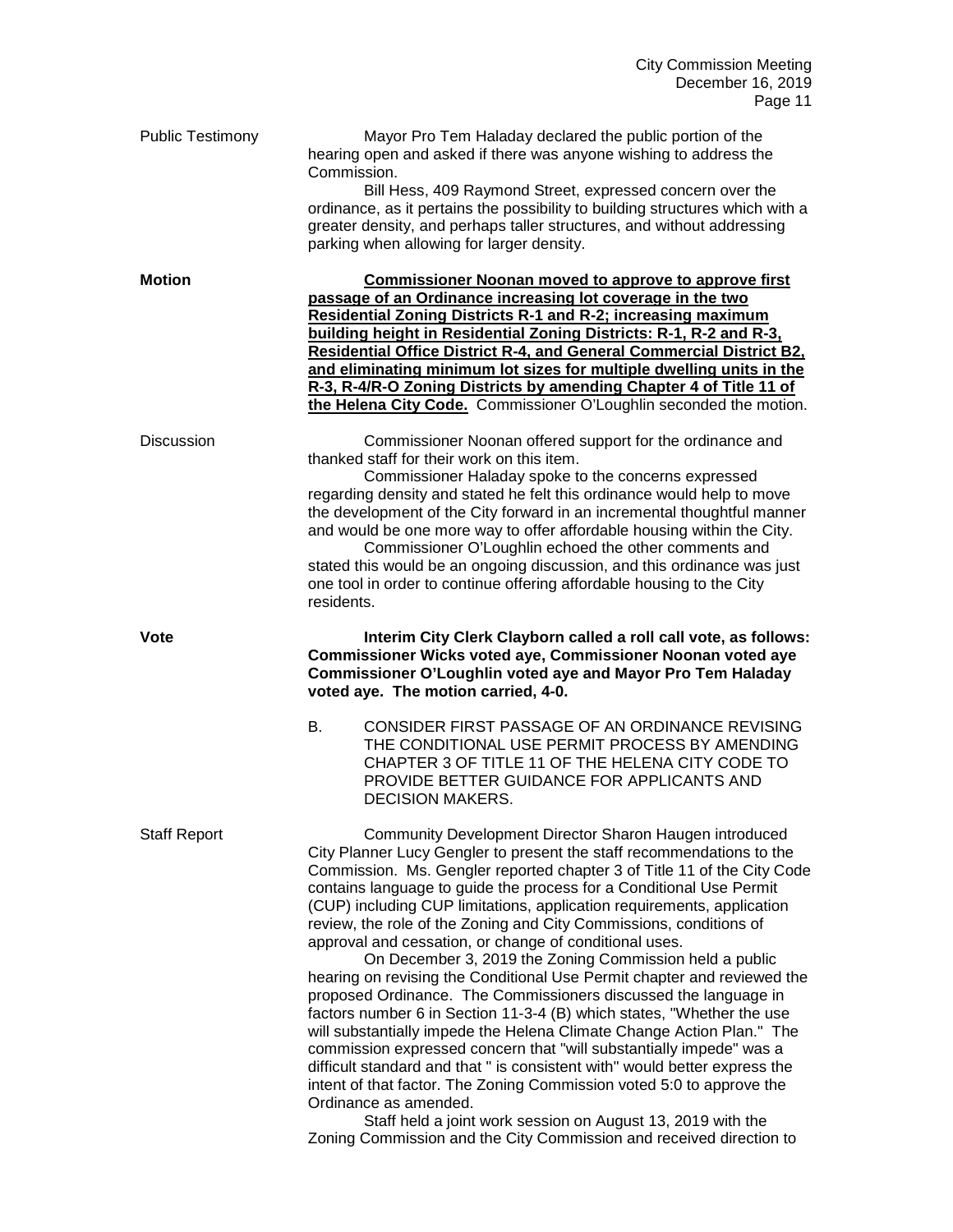**Public Testimony**

Mayor Pro Tem Haladay declared the public portion of the hearing open and asked if there was anyone wishing to address the Commission.

Bill Hess, 409 Raymond Street, expressed concern over the ordinance, as it pertains the possibility to building structures which with a greater density, and perhaps taller structures, and without addressing parking when allowing for larger density.

**Motion**

**Commissioner Noonan moved to approve to approve first passage of an Ordinance increasing lot coverage in the two Residential Zoning Districts R-1 and R-2; increasing maximum building height in Residential Zoning Districts: R-1, R-2 and R-3, Residential Office District R-4, and General Commercial District B2, and eliminating minimum lot sizes for multiple dwelling units in the R-3, R-4/R-O Zoning Districts by amending Chapter 4 of Title 11 of the Helena City Code.** Commissioner O'Loughlin seconded the motion.

**Discussion**

Commissioner Noonan offered support for the ordinance and thanked staff for their work on this item.

Commissioner Haladay spoke to the concerns expressed regarding density and stated he felt this ordinance would help to move the development of the City forward in an incremental thoughtful manner and would be one more way to offer affordable housing within the City.

Commissioner O'Loughlin echoed the other comments and stated this would be an ongoing discussion, and this ordinance was just one tool in order to continue offering affordable housing to the City residents.

**Vote**

**Interim City Clerk Clayborn called a roll call vote, as follows: Commissioner Wicks voted aye, Commissioner Noonan voted aye Commissioner O'Loughlin voted aye and Mayor Pro Tem Haladay voted aye. The motion carried, 4-0.**

B. CONSIDER FIRST PASSAGE OF AN ORDINANCE REVISING THE CONDITIONAL USE PERMIT PROCESS BY AMENDING CHAPTER 3 OF TITLE 11 OF THE HELENA CITY CODE TO PROVIDE BETTER GUIDANCE FOR APPLICANTS AND DECISION MAKERS.

**Staff Report**

Community Development Director Sharon Haugen introduced City Planner Lucy Gengler to present the staff recommendations to the Commission. Ms. Gengler reported chapter 3 of Title 11 of the City Code contains language to guide the process for a Conditional Use Permit (CUP) including CUP limitations, application requirements, application review, the role of the Zoning and City Commissions, conditions of approval and cessation, or change of conditional uses.

On December 3, 2019 the Zoning Commission held a public hearing on revising the Conditional Use Permit chapter and reviewed the proposed Ordinance. The Commissioners discussed the language in factors number 6 in Section 11-3-4 (B) which states, "Whether the use will substantially impede the Helena Climate Change Action Plan." The commission expressed concern that "will substantially impede" was a difficult standard and that " is consistent with" would better express the intent of that factor. The Zoning Commission voted 5:0 to approve the Ordinance as amended.

Staff held a joint work session on August 13, 2019 with the Zoning Commission and the City Commission and received direction to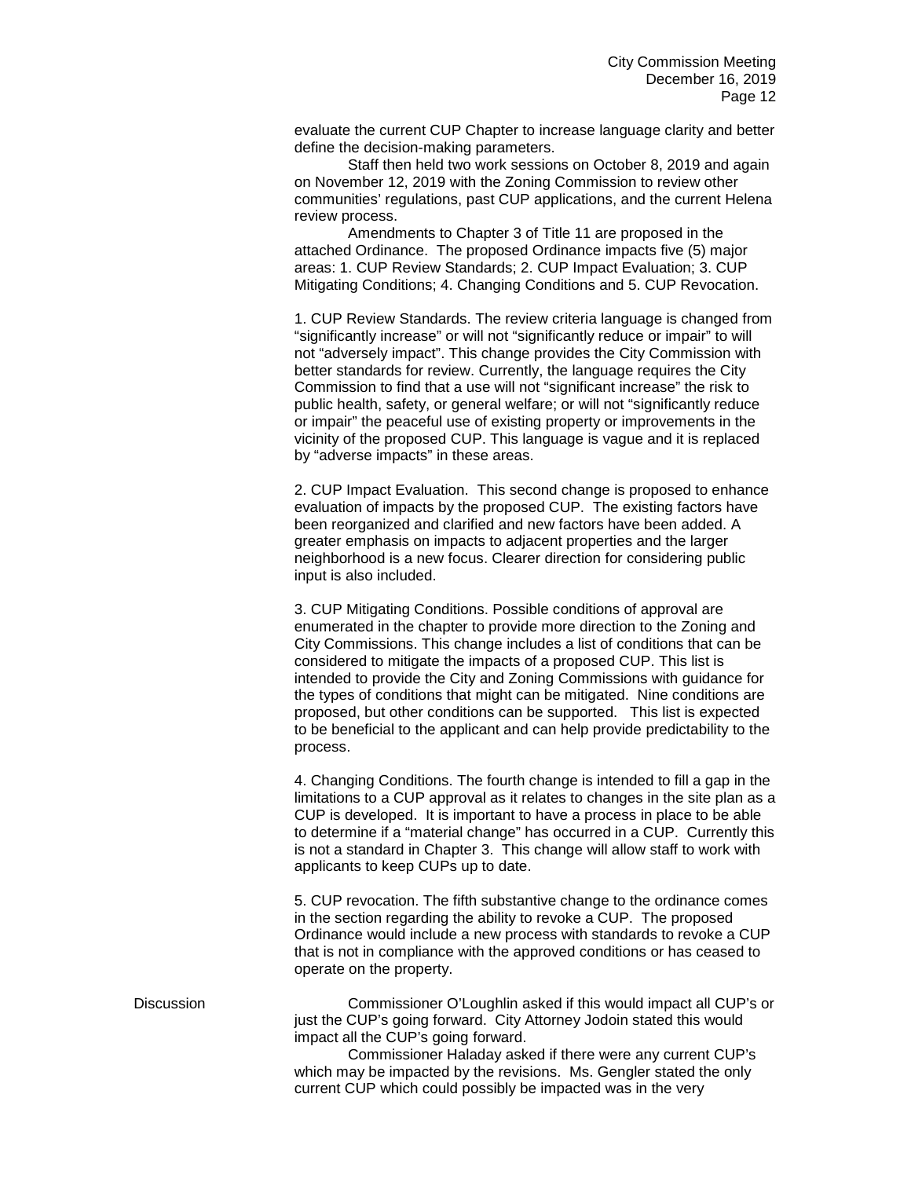evaluate the current CUP Chapter to increase language clarity and better define the decision-making parameters.

Staff then held two work sessions on October 8, 2019 and again on November 12, 2019 with the Zoning Commission to review other communities' regulations, past CUP applications, and the current Helena review process.

Amendments to Chapter 3 of Title 11 are proposed in the attached Ordinance. The proposed Ordinance impacts five (5) major areas: 1. CUP Review Standards; 2. CUP Impact Evaluation; 3. CUP Mitigating Conditions; 4. Changing Conditions and 5. CUP Revocation.

1. CUP Review Standards. The review criteria language is changed from "significantly increase" or will not "significantly reduce or impair" to will not "adversely impact". This change provides the City Commission with better standards for review. Currently, the language requires the City Commission to find that a use will not "significant increase" the risk to public health, safety, or general welfare; or will not "significantly reduce or impair" the peaceful use of existing property or improvements in the vicinity of the proposed CUP. This language is vague and it is replaced by "adverse impacts" in these areas.

2. CUP Impact Evaluation. This second change is proposed to enhance evaluation of impacts by the proposed CUP. The existing factors have been reorganized and clarified and new factors have been added. A greater emphasis on impacts to adjacent properties and the larger neighborhood is a new focus. Clearer direction for considering public input is also included.

3. CUP Mitigating Conditions. Possible conditions of approval are enumerated in the chapter to provide more direction to the Zoning and City Commissions. This change includes a list of conditions that can be considered to mitigate the impacts of a proposed CUP. This list is intended to provide the City and Zoning Commissions with guidance for the types of conditions that might can be mitigated. Nine conditions are proposed, but other conditions can be supported. This list is expected to be beneficial to the applicant and can help provide predictability to the process.

4. Changing Conditions. The fourth change is intended to fill a gap in the limitations to a CUP approval as it relates to changes in the site plan as a CUP is developed. It is important to have a process in place to be able to determine if a "material change" has occurred in a CUP. Currently this is not a standard in Chapter 3. This change will allow staff to work with applicants to keep CUPs up to date.

5. CUP revocation. The fifth substantive change to the ordinance comes in the section regarding the ability to revoke a CUP. The proposed Ordinance would include a new process with standards to revoke a CUP that is not in compliance with the approved conditions or has ceased to operate on the property.

Discussion

Commissioner O'Loughlin asked if this would impact all CUP's or just the CUP's going forward. City Attorney Jodoin stated this would impact all the CUP's going forward.

Commissioner Haladay asked if there were any current CUP's which may be impacted by the revisions. Ms. Gengler stated the only current CUP which could possibly be impacted was in the very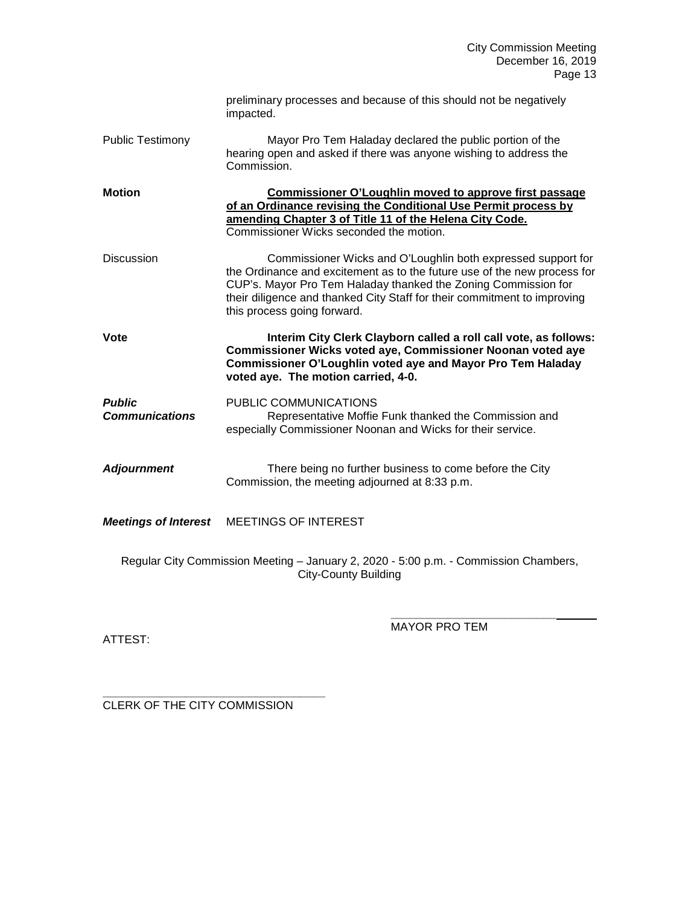preliminary processes and because of this should not be negatively impacted.

Public Testimony — Mayor Pro Tem Haladay declared the public portion of the hearing open and asked if there was anyone wishing to address the Commission.

**Motion** — **Commissioner O'Loughlin moved to approve first passage of an Ordinance revising the Conditional Use Permit process by amending Chapter 3 of Title 11 of the Helena City Code.** Commissioner Wicks seconded the motion.

Discussion — Commissioner Wicks and O'Loughlin both expressed support for the Ordinance and excitement as to the future use of the new process for CUP's. Mayor Pro Tem Haladay thanked the Zoning Commission for their diligence and thanked City Staff for their commitment to improving this process going forward.

**Vote** — **Interim City Clerk Clayborn called a roll call vote, as follows: Commissioner Wicks voted aye, Commissioner Noonan voted aye Commissioner O'Loughlin voted aye and Mayor Pro Tem Haladay voted aye. The motion carried, 4-0.**

***Public Communications*** — PUBLIC COMMUNICATIONS

Representative Moffie Funk thanked the Commission and especially Commissioner Noonan and Wicks for their service.

***Adjournment*** — There being no further business to come before the City Commission, the meeting adjourned at 8:33 p.m.

***Meetings of Interest*** — MEETINGS OF INTEREST

Regular City Commission Meeting – January 2, 2020 - 5:00 p.m. - Commission Chambers, City-County Building

\_\_\_\_\_\_\_\_\_\_\_\_\_\_\_\_\_\_\_\_\_\_\_\_\_\_\_\_\_\_\_\_

MAYOR PRO TEM

ATTEST:

\_\_\_\_\_\_\_\_\_\_\_\_\_\_\_\_\_\_\_\_\_\_\_\_\_\_\_\_\_\_\_\_

CLERK OF THE CITY COMMISSION